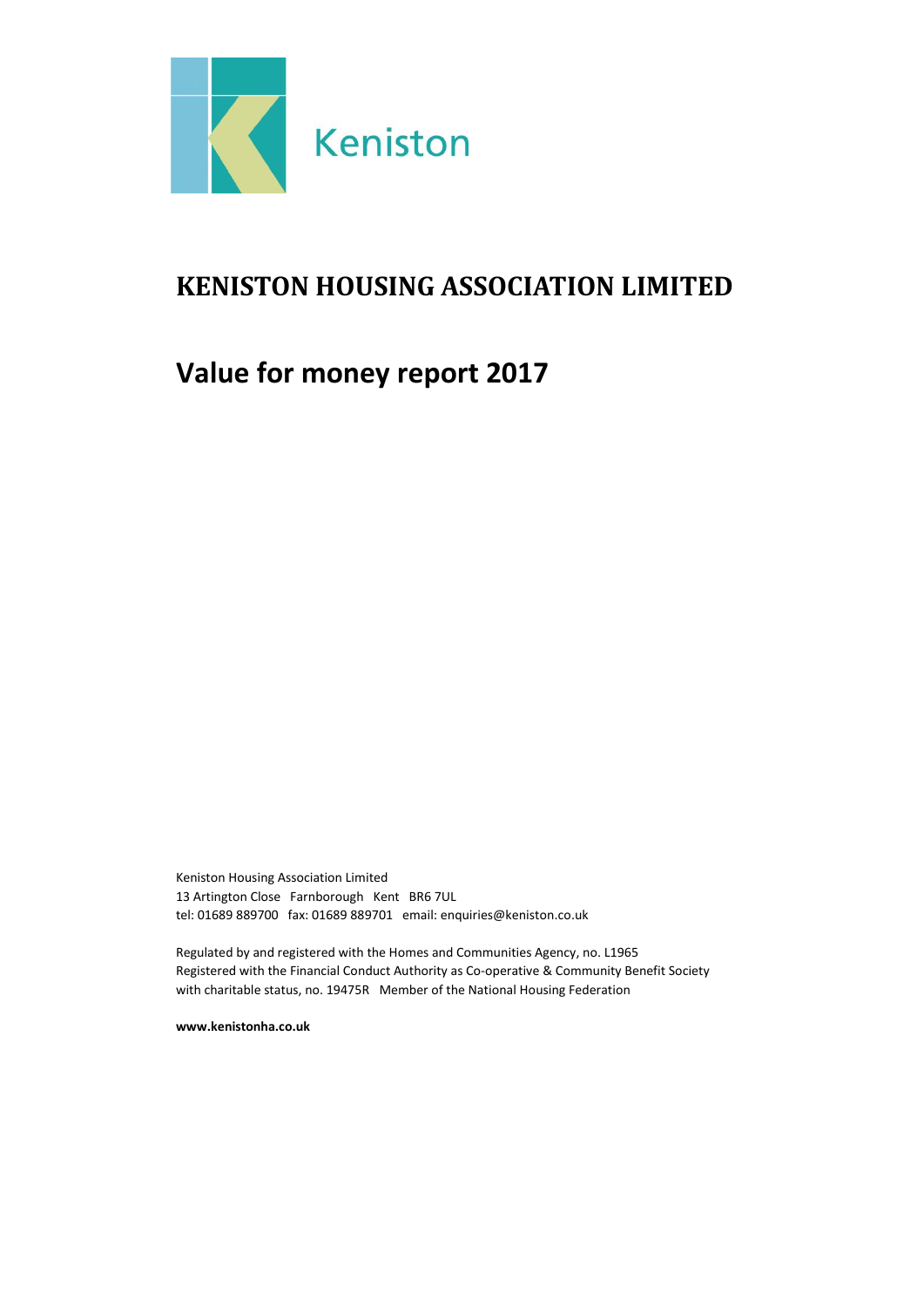Keniston

# KENISTON HOUSING ASSOCIATION LIMITED

# Value for money report 2017

Keniston Housing Association Limited
13 Artington Close Farnborough Kent BR6 7UL
tel: 01689 889700 fax: 01689 889701 email: enquiries@keniston.co.uk

Regulated by and registered with the Homes and Communities Agency, no. L1965
Registered with the Financial Conduct Authority as Co-operative & Community Benefit Society with charitable status, no. 19475R Member of the National Housing Federation

**www.kenistonha.co.uk**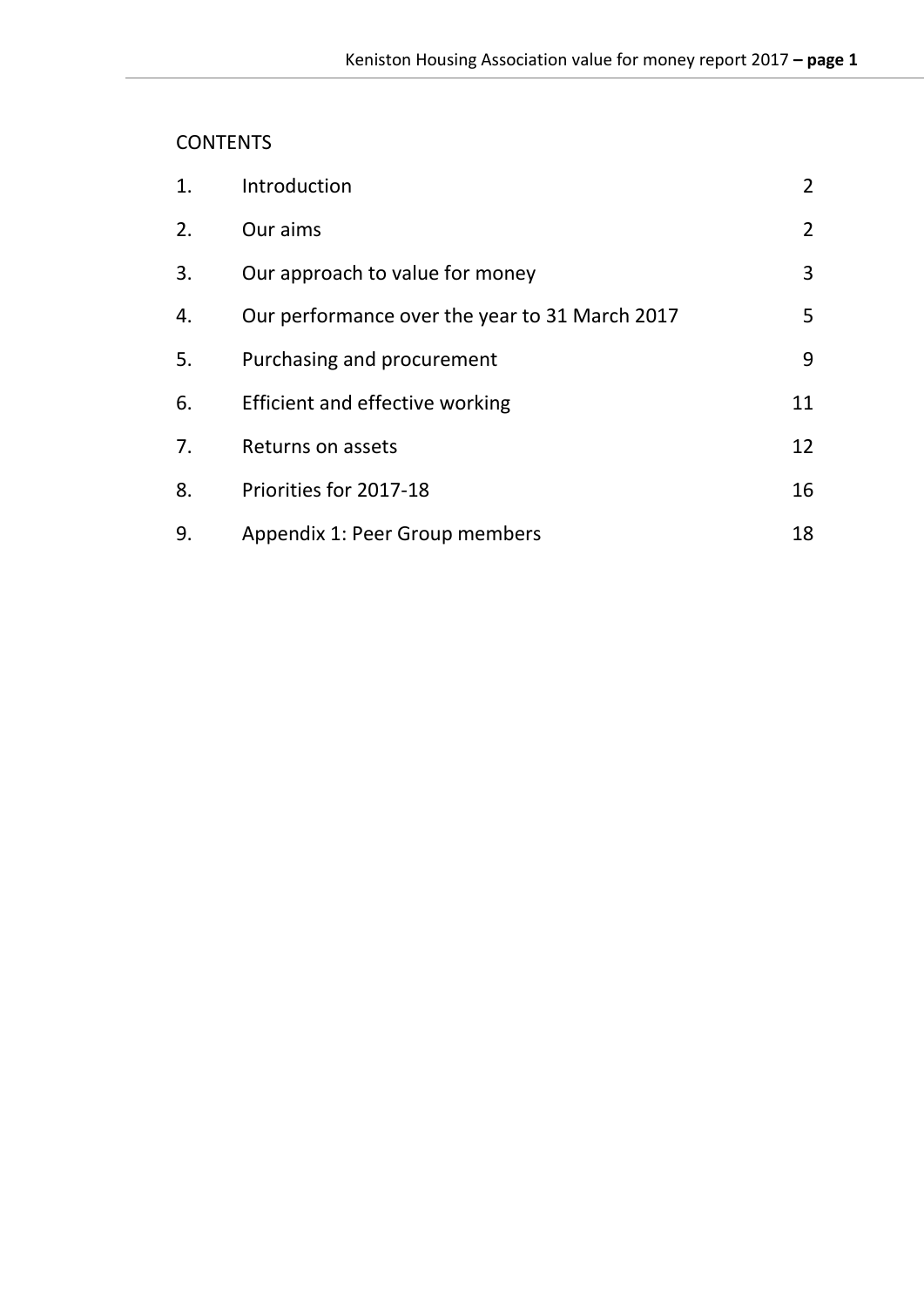CONTENTS

| | | |
|---|---|---|
| 1. | Introduction | 2 |
| 2. | Our aims | 2 |
| 3. | Our approach to value for money | 3 |
| 4. | Our performance over the year to 31 March 2017 | 5 |
| 5. | Purchasing and procurement | 9 |
| 6. | Efficient and effective working | 11 |
| 7. | Returns on assets | 12 |
| 8. | Priorities for 2017-18 | 16 |
| 9. | Appendix 1: Peer Group members | 18 |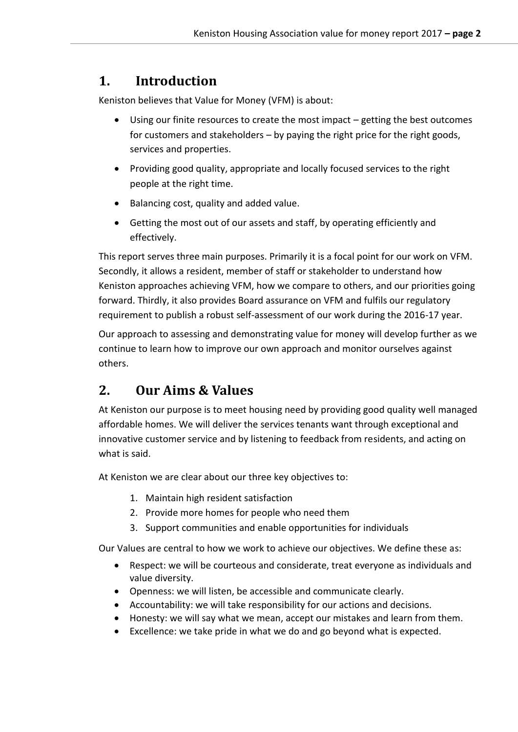## 1. Introduction

Keniston believes that Value for Money (VFM) is about:

- Using our finite resources to create the most impact – getting the best outcomes for customers and stakeholders – by paying the right price for the right goods, services and properties.
- Providing good quality, appropriate and locally focused services to the right people at the right time.
- Balancing cost, quality and added value.
- Getting the most out of our assets and staff, by operating efficiently and effectively.

This report serves three main purposes. Primarily it is a focal point for our work on VFM. Secondly, it allows a resident, member of staff or stakeholder to understand how Keniston approaches achieving VFM, how we compare to others, and our priorities going forward. Thirdly, it also provides Board assurance on VFM and fulfils our regulatory requirement to publish a robust self-assessment of our work during the 2016-17 year.

Our approach to assessing and demonstrating value for money will develop further as we continue to learn how to improve our own approach and monitor ourselves against others.

## 2. Our Aims & Values

At Keniston our purpose is to meet housing need by providing good quality well managed affordable homes. We will deliver the services tenants want through exceptional and innovative customer service and by listening to feedback from residents, and acting on what is said.

At Keniston we are clear about our three key objectives to:

1. Maintain high resident satisfaction
2. Provide more homes for people who need them
3. Support communities and enable opportunities for individuals

Our Values are central to how we work to achieve our objectives. We define these as:

- Respect: we will be courteous and considerate, treat everyone as individuals and value diversity.
- Openness: we will listen, be accessible and communicate clearly.
- Accountability: we will take responsibility for our actions and decisions.
- Honesty: we will say what we mean, accept our mistakes and learn from them.
- Excellence: we take pride in what we do and go beyond what is expected.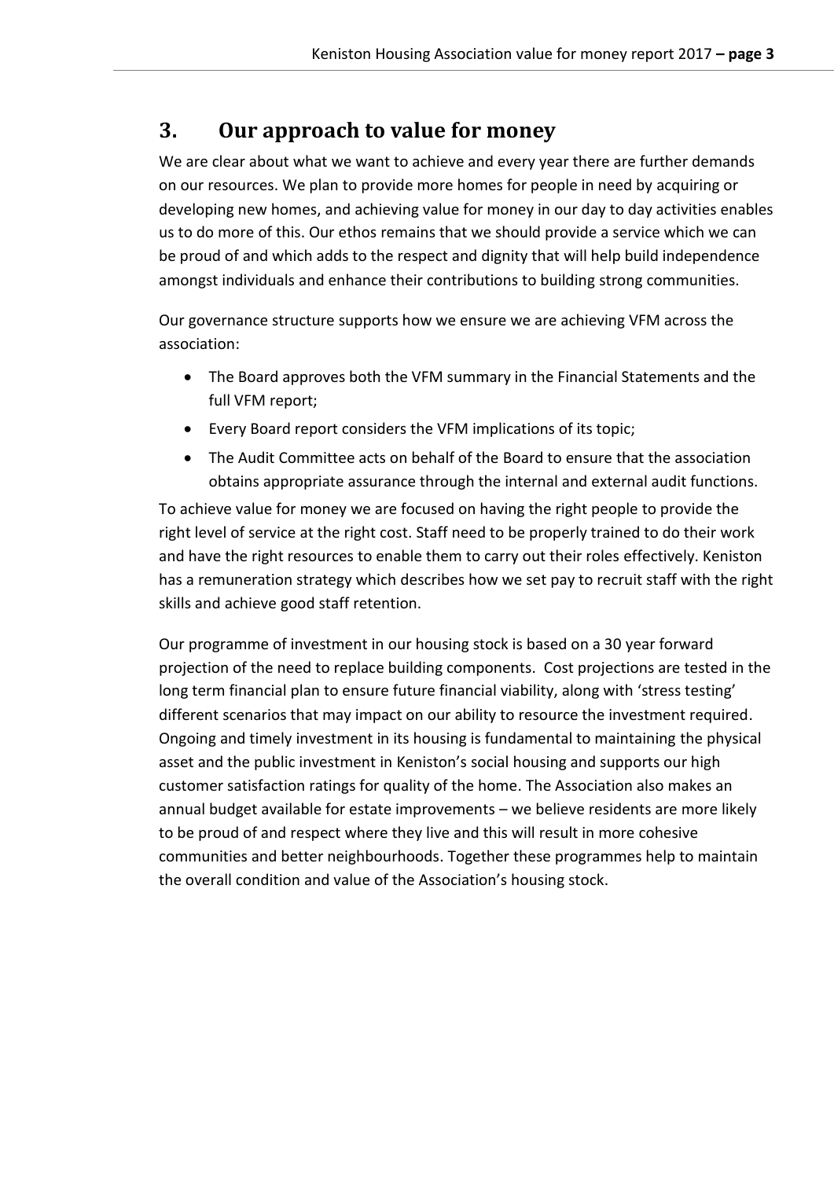## 3. Our approach to value for money

We are clear about what we want to achieve and every year there are further demands on our resources. We plan to provide more homes for people in need by acquiring or developing new homes, and achieving value for money in our day to day activities enables us to do more of this. Our ethos remains that we should provide a service which we can be proud of and which adds to the respect and dignity that will help build independence amongst individuals and enhance their contributions to building strong communities.

Our governance structure supports how we ensure we are achieving VFM across the association:

- The Board approves both the VFM summary in the Financial Statements and the full VFM report;
- Every Board report considers the VFM implications of its topic;
- The Audit Committee acts on behalf of the Board to ensure that the association obtains appropriate assurance through the internal and external audit functions.

To achieve value for money we are focused on having the right people to provide the right level of service at the right cost. Staff need to be properly trained to do their work and have the right resources to enable them to carry out their roles effectively. Keniston has a remuneration strategy which describes how we set pay to recruit staff with the right skills and achieve good staff retention.

Our programme of investment in our housing stock is based on a 30 year forward projection of the need to replace building components. Cost projections are tested in the long term financial plan to ensure future financial viability, along with 'stress testing' different scenarios that may impact on our ability to resource the investment required. Ongoing and timely investment in its housing is fundamental to maintaining the physical asset and the public investment in Keniston's social housing and supports our high customer satisfaction ratings for quality of the home. The Association also makes an annual budget available for estate improvements – we believe residents are more likely to be proud of and respect where they live and this will result in more cohesive communities and better neighbourhoods. Together these programmes help to maintain the overall condition and value of the Association's housing stock.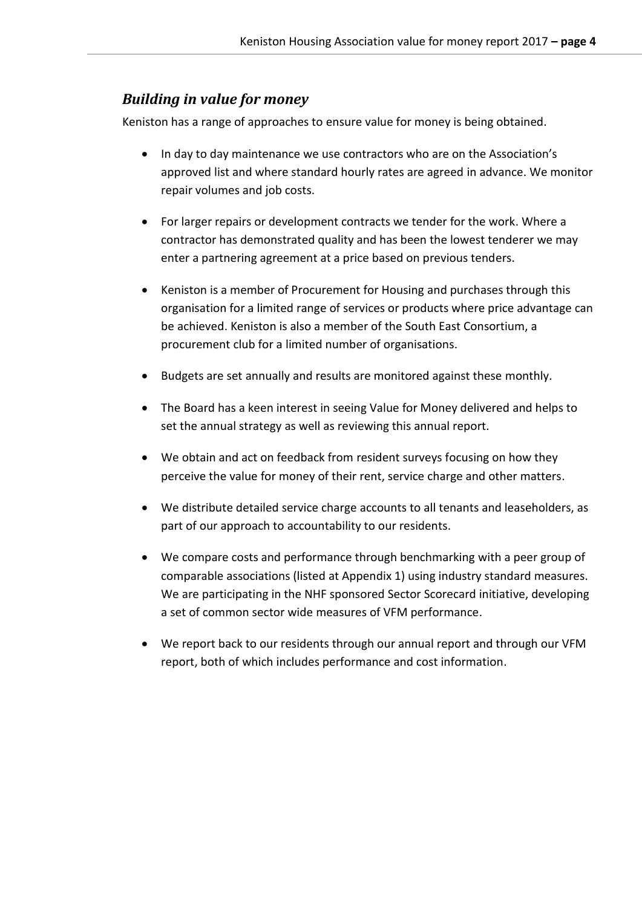## *Building in value for money*

Keniston has a range of approaches to ensure value for money is being obtained.

- In day to day maintenance we use contractors who are on the Association's approved list and where standard hourly rates are agreed in advance. We monitor repair volumes and job costs.
- For larger repairs or development contracts we tender for the work. Where a contractor has demonstrated quality and has been the lowest tenderer we may enter a partnering agreement at a price based on previous tenders.
- Keniston is a member of Procurement for Housing and purchases through this organisation for a limited range of services or products where price advantage can be achieved. Keniston is also a member of the South East Consortium, a procurement club for a limited number of organisations.
- Budgets are set annually and results are monitored against these monthly.
- The Board has a keen interest in seeing Value for Money delivered and helps to set the annual strategy as well as reviewing this annual report.
- We obtain and act on feedback from resident surveys focusing on how they perceive the value for money of their rent, service charge and other matters.
- We distribute detailed service charge accounts to all tenants and leaseholders, as part of our approach to accountability to our residents.
- We compare costs and performance through benchmarking with a peer group of comparable associations (listed at Appendix 1) using industry standard measures. We are participating in the NHF sponsored Sector Scorecard initiative, developing a set of common sector wide measures of VFM performance.
- We report back to our residents through our annual report and through our VFM report, both of which includes performance and cost information.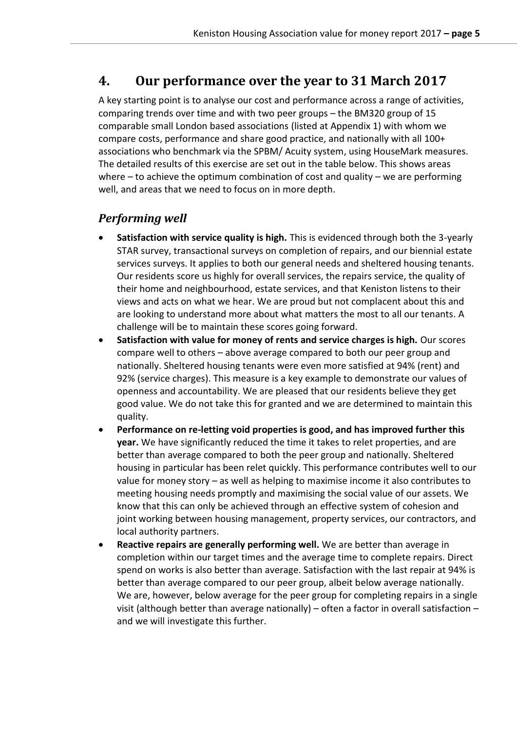## 4. Our performance over the year to 31 March 2017

A key starting point is to analyse our cost and performance across a range of activities, comparing trends over time and with two peer groups – the BM320 group of 15 comparable small London based associations (listed at Appendix 1) with whom we compare costs, performance and share good practice, and nationally with all 100+ associations who benchmark via the SPBM/ Acuity system, using HouseMark measures. The detailed results of this exercise are set out in the table below. This shows areas where – to achieve the optimum combination of cost and quality – we are performing well, and areas that we need to focus on in more depth.

### *Performing well*

- **Satisfaction with service quality is high.** This is evidenced through both the 3-yearly STAR survey, transactional surveys on completion of repairs, and our biennial estate services surveys. It applies to both our general needs and sheltered housing tenants. Our residents score us highly for overall services, the repairs service, the quality of their home and neighbourhood, estate services, and that Keniston listens to their views and acts on what we hear. We are proud but not complacent about this and are looking to understand more about what matters the most to all our tenants. A challenge will be to maintain these scores going forward.
- **Satisfaction with value for money of rents and service charges is high.** Our scores compare well to others – above average compared to both our peer group and nationally. Sheltered housing tenants were even more satisfied at 94% (rent) and 92% (service charges). This measure is a key example to demonstrate our values of openness and accountability. We are pleased that our residents believe they get good value. We do not take this for granted and we are determined to maintain this quality.
- **Performance on re-letting void properties is good, and has improved further this year.** We have significantly reduced the time it takes to relet properties, and are better than average compared to both the peer group and nationally. Sheltered housing in particular has been relet quickly. This performance contributes well to our value for money story – as well as helping to maximise income it also contributes to meeting housing needs promptly and maximising the social value of our assets. We know that this can only be achieved through an effective system of cohesion and joint working between housing management, property services, our contractors, and local authority partners.
- **Reactive repairs are generally performing well.** We are better than average in completion within our target times and the average time to complete repairs. Direct spend on works is also better than average. Satisfaction with the last repair at 94% is better than average compared to our peer group, albeit below average nationally. We are, however, below average for the peer group for completing repairs in a single visit (although better than average nationally) – often a factor in overall satisfaction – and we will investigate this further.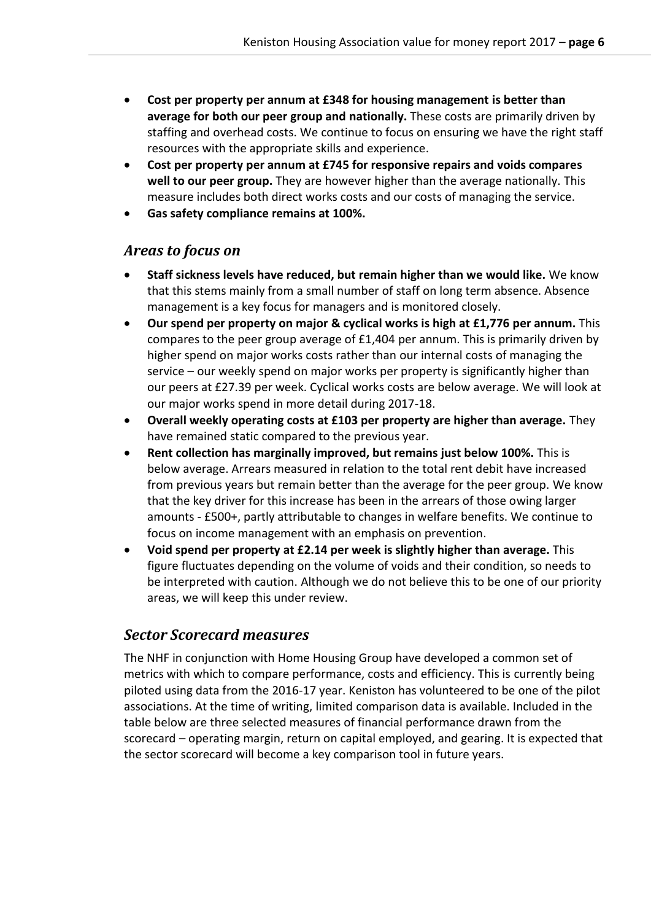- **Cost per property per annum at £348 for housing management is better than average for both our peer group and nationally.** These costs are primarily driven by staffing and overhead costs. We continue to focus on ensuring we have the right staff resources with the appropriate skills and experience.
- **Cost per property per annum at £745 for responsive repairs and voids compares well to our peer group.** They are however higher than the average nationally. This measure includes both direct works costs and our costs of managing the service.
- **Gas safety compliance remains at 100%.**

## *Areas to focus on*

- **Staff sickness levels have reduced, but remain higher than we would like.** We know that this stems mainly from a small number of staff on long term absence. Absence management is a key focus for managers and is monitored closely.
- **Our spend per property on major & cyclical works is high at £1,776 per annum.** This compares to the peer group average of £1,404 per annum. This is primarily driven by higher spend on major works costs rather than our internal costs of managing the service – our weekly spend on major works per property is significantly higher than our peers at £27.39 per week. Cyclical works costs are below average. We will look at our major works spend in more detail during 2017-18.
- **Overall weekly operating costs at £103 per property are higher than average.** They have remained static compared to the previous year.
- **Rent collection has marginally improved, but remains just below 100%.** This is below average. Arrears measured in relation to the total rent debit have increased from previous years but remain better than the average for the peer group. We know that the key driver for this increase has been in the arrears of those owing larger amounts - £500+, partly attributable to changes in welfare benefits. We continue to focus on income management with an emphasis on prevention.
- **Void spend per property at £2.14 per week is slightly higher than average.** This figure fluctuates depending on the volume of voids and their condition, so needs to be interpreted with caution. Although we do not believe this to be one of our priority areas, we will keep this under review.

## *Sector Scorecard measures*

The NHF in conjunction with Home Housing Group have developed a common set of metrics with which to compare performance, costs and efficiency. This is currently being piloted using data from the 2016-17 year. Keniston has volunteered to be one of the pilot associations. At the time of writing, limited comparison data is available. Included in the table below are three selected measures of financial performance drawn from the scorecard – operating margin, return on capital employed, and gearing. It is expected that the sector scorecard will become a key comparison tool in future years.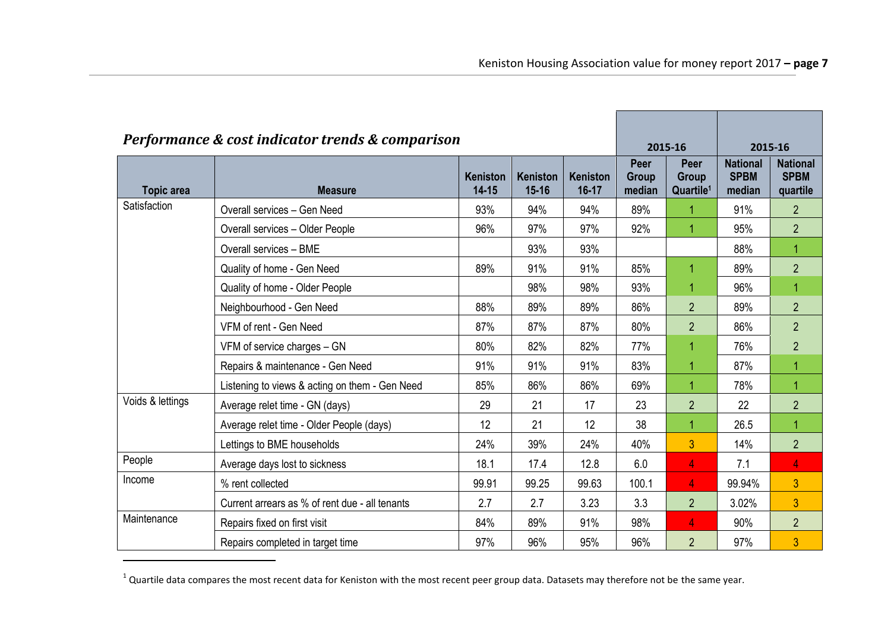## *Performance & cost indicator trends & comparison*

| Topic area | Measure | Keniston 14-15 | Keniston 15-16 | Keniston 16-17 | 2015-16 Peer Group median | 2015-16 Peer Group Quartile[1] | 2015-16 National SPBM median | 2015-16 National SPBM quartile |
|---|---|---|---|---|---|---|---|---|
| Satisfaction | Overall services – Gen Need | 93% | 94% | 94% | 89% | 1 | 91% | 2 |
| | Overall services – Older People | 96% | 97% | 97% | 92% | 1 | 95% | 2 |
| | Overall services – BME | | 93% | 93% | | | 88% | 1 |
| | Quality of home - Gen Need | 89% | 91% | 91% | 85% | 1 | 89% | 2 |
| | Quality of home - Older People | | 98% | 98% | 93% | 1 | 96% | 1 |
| | Neighbourhood - Gen Need | 88% | 89% | 89% | 86% | 2 | 89% | 2 |
| | VFM of rent - Gen Need | 87% | 87% | 87% | 80% | 2 | 86% | 2 |
| | VFM of service charges – GN | 80% | 82% | 82% | 77% | 1 | 76% | 2 |
| | Repairs & maintenance - Gen Need | 91% | 91% | 91% | 83% | 1 | 87% | 1 |
| | Listening to views & acting on them - Gen Need | 85% | 86% | 86% | 69% | 1 | 78% | 1 |
| Voids & lettings | Average relet time - GN (days) | 29 | 21 | 17 | 23 | 2 | 22 | 2 |
| | Average relet time - Older People (days) | 12 | 21 | 12 | 38 | 1 | 26.5 | 1 |
| | Lettings to BME households | 24% | 39% | 24% | 40% | 3 | 14% | 2 |
| People | Average days lost to sickness | 18.1 | 17.4 | 12.8 | 6.0 | 4 | 7.1 | 4 |
| Income | % rent collected | 99.91 | 99.25 | 99.63 | 100.1 | 4 | 99.94% | 3 |
| | Current arrears as % of rent due - all tenants | 2.7 | 2.7 | 3.23 | 3.3 | 2 | 3.02% | 3 |
| Maintenance | Repairs fixed on first visit | 84% | 89% | 91% | 98% | 4 | 90% | 2 |
| | Repairs completed in target time | 97% | 96% | 95% | 96% | 2 | 97% | 3 |

[1] Quartile data compares the most recent data for Keniston with the most recent peer group data. Datasets may therefore not be the same year.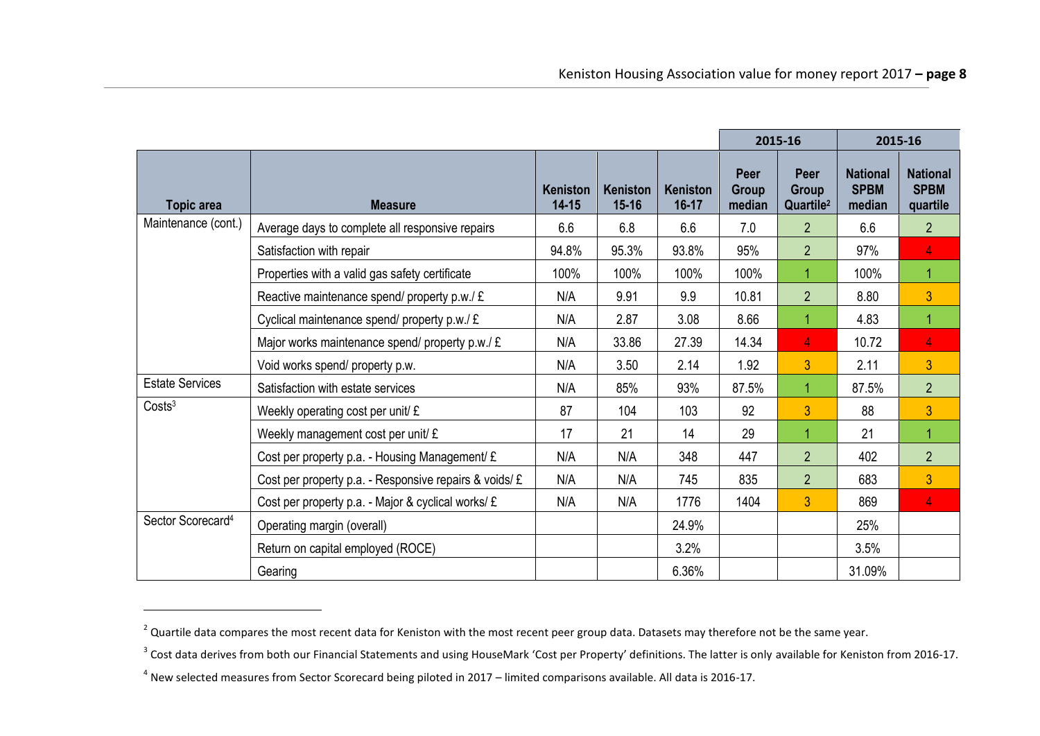| Topic area | Measure | Keniston 14-15 | Keniston 15-16 | Keniston 16-17 | 2015-16 Peer Group median | 2015-16 Peer Group Quartile[2] | 2015-16 National SPBM median | 2015-16 National SPBM quartile |
|---|---|---|---|---|---|---|---|---|
| Maintenance (cont.) | Average days to complete all responsive repairs | 6.6 | 6.8 | 6.6 | 7.0 | 2 | 6.6 | 2 |
| | Satisfaction with repair | 94.8% | 95.3% | 93.8% | 95% | 2 | 97% | 4 |
| | Properties with a valid gas safety certificate | 100% | 100% | 100% | 100% | 1 | 100% | 1 |
| | Reactive maintenance spend/ property p.w./ £ | N/A | 9.91 | 9.9 | 10.81 | 2 | 8.80 | 3 |
| | Cyclical maintenance spend/ property p.w./ £ | N/A | 2.87 | 3.08 | 8.66 | 1 | 4.83 | 1 |
| | Major works maintenance spend/ property p.w./ £ | N/A | 33.86 | 27.39 | 14.34 | 4 | 10.72 | 4 |
| | Void works spend/ property p.w. | N/A | 3.50 | 2.14 | 1.92 | 3 | 2.11 | 3 |
| Estate Services | Satisfaction with estate services | N/A | 85% | 93% | 87.5% | 1 | 87.5% | 2 |
| Costs[3] | Weekly operating cost per unit/ £ | 87 | 104 | 103 | 92 | 3 | 88 | 3 |
| | Weekly management cost per unit/ £ | 17 | 21 | 14 | 29 | 1 | 21 | 1 |
| | Cost per property p.a. - Housing Management/ £ | N/A | N/A | 348 | 447 | 2 | 402 | 2 |
| | Cost per property p.a. - Responsive repairs & voids/ £ | N/A | N/A | 745 | 835 | 2 | 683 | 3 |
| | Cost per property p.a. - Major & cyclical works/ £ | N/A | N/A | 1776 | 1404 | 3 | 869 | 4 |
| Sector Scorecard[4] | Operating margin (overall) | | | 24.9% | | | 25% | |
| | Return on capital employed (ROCE) | | | 3.2% | | | 3.5% | |
| | Gearing | | | 6.36% | | | 31.09% | |

[2] Quartile data compares the most recent data for Keniston with the most recent peer group data. Datasets may therefore not be the same year.

[3] Cost data derives from both our Financial Statements and using HouseMark 'Cost per Property' definitions. The latter is only available for Keniston from 2016-17.

[4] New selected measures from Sector Scorecard being piloted in 2017 – limited comparisons available. All data is 2016-17.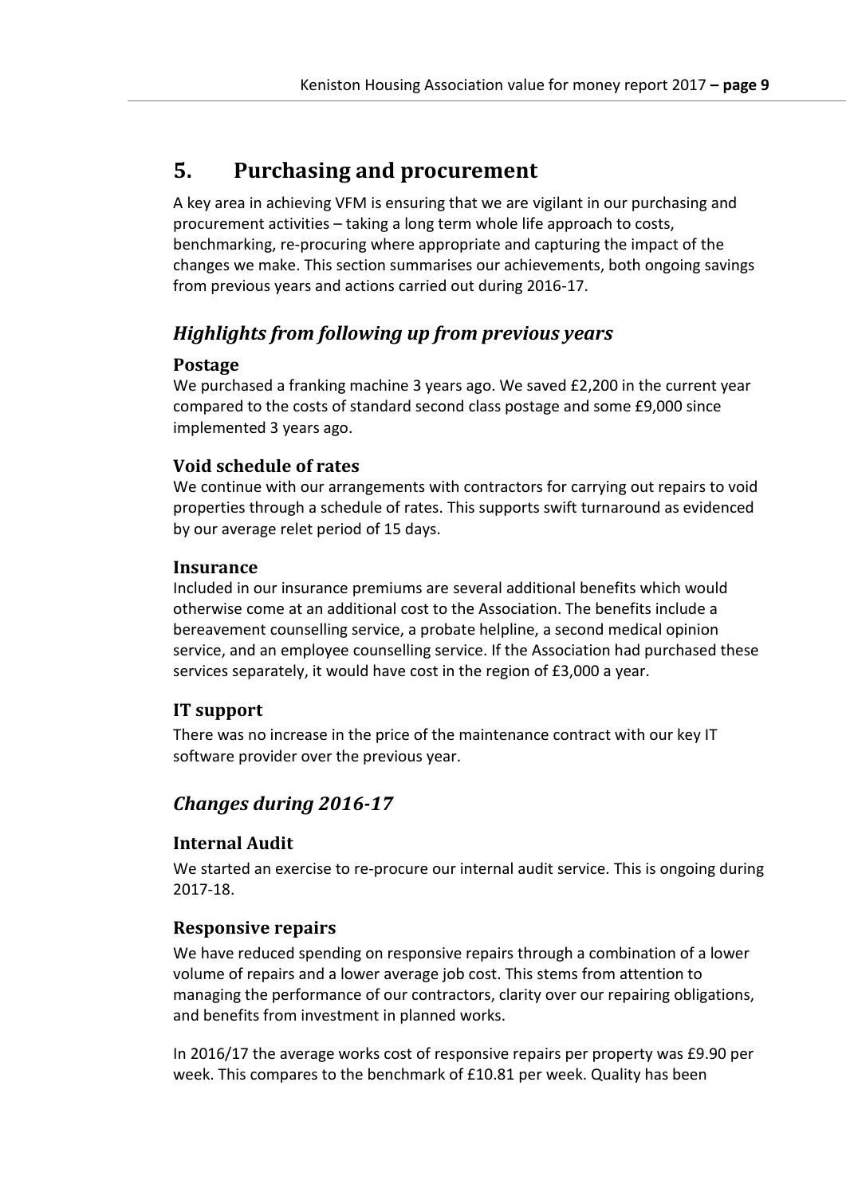## 5. Purchasing and procurement

A key area in achieving VFM is ensuring that we are vigilant in our purchasing and procurement activities – taking a long term whole life approach to costs, benchmarking, re-procuring where appropriate and capturing the impact of the changes we make. This section summarises our achievements, both ongoing savings from previous years and actions carried out during 2016-17.

### *Highlights from following up from previous years*

#### Postage

We purchased a franking machine 3 years ago. We saved £2,200 in the current year compared to the costs of standard second class postage and some £9,000 since implemented 3 years ago.

#### Void schedule of rates

We continue with our arrangements with contractors for carrying out repairs to void properties through a schedule of rates. This supports swift turnaround as evidenced by our average relet period of 15 days.

#### Insurance

Included in our insurance premiums are several additional benefits which would otherwise come at an additional cost to the Association. The benefits include a bereavement counselling service, a probate helpline, a second medical opinion service, and an employee counselling service. If the Association had purchased these services separately, it would have cost in the region of £3,000 a year.

#### IT support

There was no increase in the price of the maintenance contract with our key IT software provider over the previous year.

### *Changes during 2016-17*

#### Internal Audit

We started an exercise to re-procure our internal audit service. This is ongoing during 2017-18.

#### Responsive repairs

We have reduced spending on responsive repairs through a combination of a lower volume of repairs and a lower average job cost. This stems from attention to managing the performance of our contractors, clarity over our repairing obligations, and benefits from investment in planned works.

In 2016/17 the average works cost of responsive repairs per property was £9.90 per week. This compares to the benchmark of £10.81 per week. Quality has been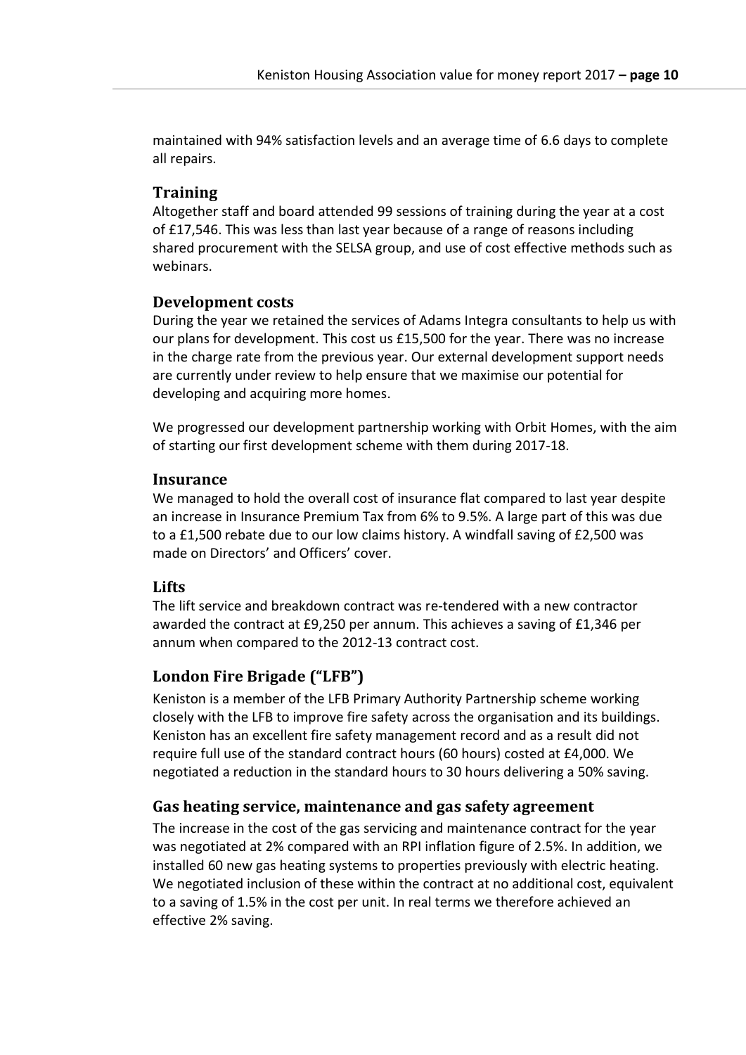maintained with 94% satisfaction levels and an average time of 6.6 days to complete all repairs.

### Training

Altogether staff and board attended 99 sessions of training during the year at a cost of £17,546. This was less than last year because of a range of reasons including shared procurement with the SELSA group, and use of cost effective methods such as webinars.

### Development costs

During the year we retained the services of Adams Integra consultants to help us with our plans for development. This cost us £15,500 for the year. There was no increase in the charge rate from the previous year. Our external development support needs are currently under review to help ensure that we maximise our potential for developing and acquiring more homes.

We progressed our development partnership working with Orbit Homes, with the aim of starting our first development scheme with them during 2017-18.

### Insurance

We managed to hold the overall cost of insurance flat compared to last year despite an increase in Insurance Premium Tax from 6% to 9.5%. A large part of this was due to a £1,500 rebate due to our low claims history. A windfall saving of £2,500 was made on Directors' and Officers' cover.

### Lifts

The lift service and breakdown contract was re-tendered with a new contractor awarded the contract at £9,250 per annum. This achieves a saving of £1,346 per annum when compared to the 2012-13 contract cost.

### London Fire Brigade ("LFB")

Keniston is a member of the LFB Primary Authority Partnership scheme working closely with the LFB to improve fire safety across the organisation and its buildings. Keniston has an excellent fire safety management record and as a result did not require full use of the standard contract hours (60 hours) costed at £4,000. We negotiated a reduction in the standard hours to 30 hours delivering a 50% saving.

### Gas heating service, maintenance and gas safety agreement

The increase in the cost of the gas servicing and maintenance contract for the year was negotiated at 2% compared with an RPI inflation figure of 2.5%. In addition, we installed 60 new gas heating systems to properties previously with electric heating. We negotiated inclusion of these within the contract at no additional cost, equivalent to a saving of 1.5% in the cost per unit. In real terms we therefore achieved an effective 2% saving.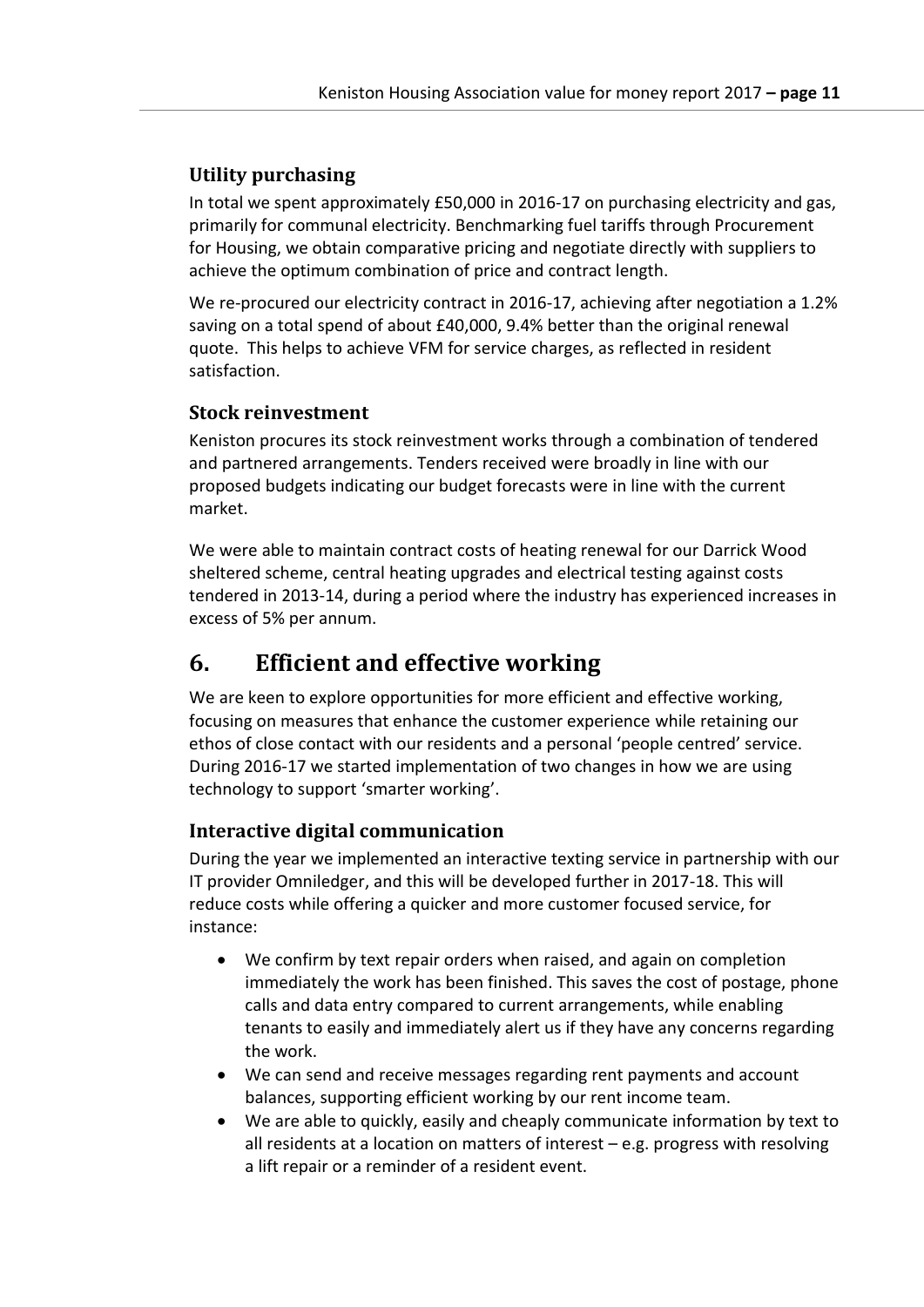### Utility purchasing

In total we spent approximately £50,000 in 2016-17 on purchasing electricity and gas, primarily for communal electricity. Benchmarking fuel tariffs through Procurement for Housing, we obtain comparative pricing and negotiate directly with suppliers to achieve the optimum combination of price and contract length.

We re-procured our electricity contract in 2016-17, achieving after negotiation a 1.2% saving on a total spend of about £40,000, 9.4% better than the original renewal quote. This helps to achieve VFM for service charges, as reflected in resident satisfaction.

### Stock reinvestment

Keniston procures its stock reinvestment works through a combination of tendered and partnered arrangements. Tenders received were broadly in line with our proposed budgets indicating our budget forecasts were in line with the current market.

We were able to maintain contract costs of heating renewal for our Darrick Wood sheltered scheme, central heating upgrades and electrical testing against costs tendered in 2013-14, during a period where the industry has experienced increases in excess of 5% per annum.

## 6. Efficient and effective working

We are keen to explore opportunities for more efficient and effective working, focusing on measures that enhance the customer experience while retaining our ethos of close contact with our residents and a personal 'people centred' service. During 2016-17 we started implementation of two changes in how we are using technology to support 'smarter working'.

### Interactive digital communication

During the year we implemented an interactive texting service in partnership with our IT provider Omniledger, and this will be developed further in 2017-18. This will reduce costs while offering a quicker and more customer focused service, for instance:

- We confirm by text repair orders when raised, and again on completion immediately the work has been finished. This saves the cost of postage, phone calls and data entry compared to current arrangements, while enabling tenants to easily and immediately alert us if they have any concerns regarding the work.
- We can send and receive messages regarding rent payments and account balances, supporting efficient working by our rent income team.
- We are able to quickly, easily and cheaply communicate information by text to all residents at a location on matters of interest – e.g. progress with resolving a lift repair or a reminder of a resident event.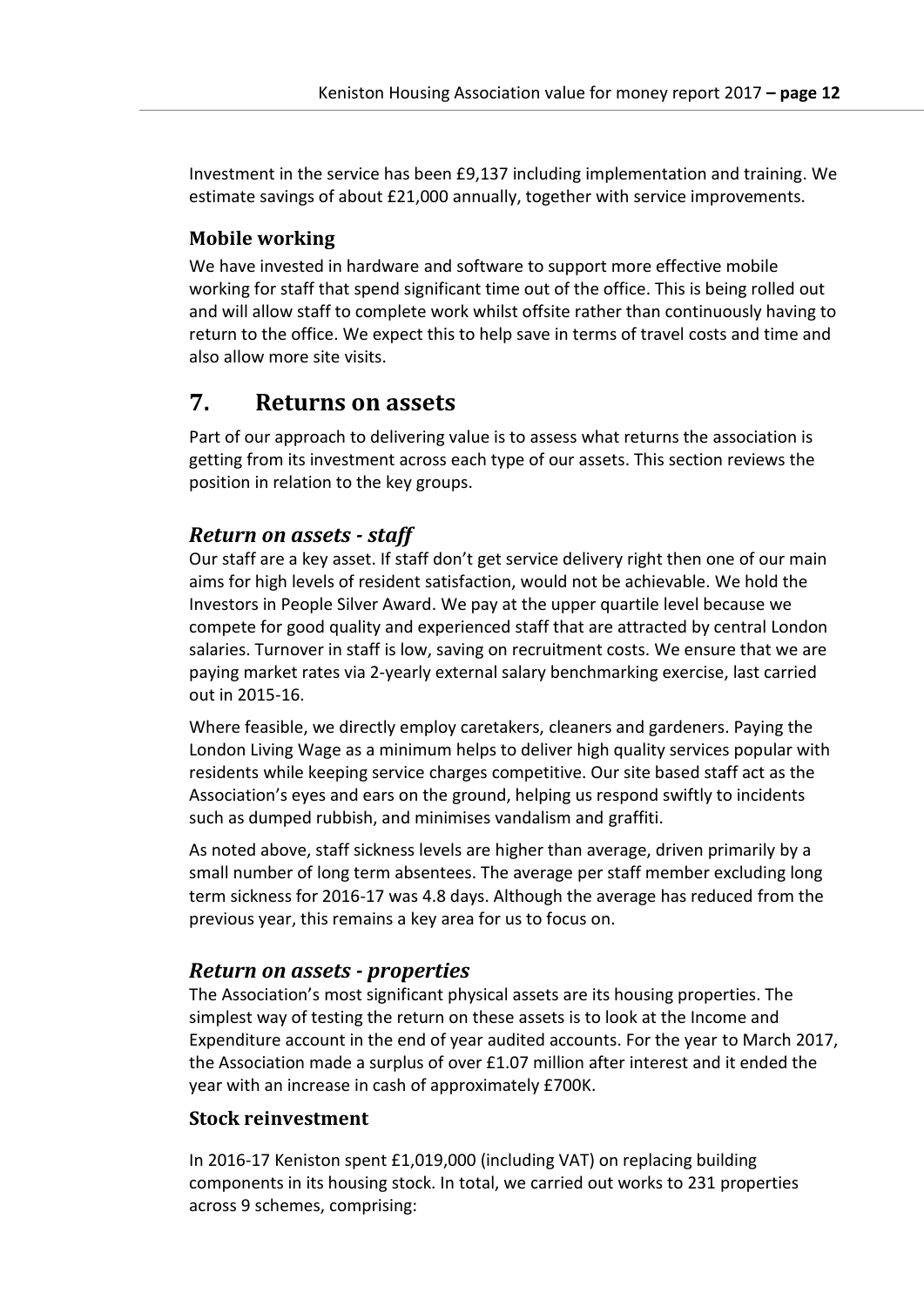Investment in the service has been £9,137 including implementation and training. We estimate savings of about £21,000 annually, together with service improvements.

### Mobile working

We have invested in hardware and software to support more effective mobile working for staff that spend significant time out of the office. This is being rolled out and will allow staff to complete work whilst offsite rather than continuously having to return to the office. We expect this to help save in terms of travel costs and time and also allow more site visits.

## 7. Returns on assets

Part of our approach to delivering value is to assess what returns the association is getting from its investment across each type of our assets. This section reviews the position in relation to the key groups.

### *Return on assets - staff*

Our staff are a key asset. If staff don't get service delivery right then one of our main aims for high levels of resident satisfaction, would not be achievable. We hold the Investors in People Silver Award. We pay at the upper quartile level because we compete for good quality and experienced staff that are attracted by central London salaries. Turnover in staff is low, saving on recruitment costs. We ensure that we are paying market rates via 2-yearly external salary benchmarking exercise, last carried out in 2015-16.

Where feasible, we directly employ caretakers, cleaners and gardeners. Paying the London Living Wage as a minimum helps to deliver high quality services popular with residents while keeping service charges competitive. Our site based staff act as the Association's eyes and ears on the ground, helping us respond swiftly to incidents such as dumped rubbish, and minimises vandalism and graffiti.

As noted above, staff sickness levels are higher than average, driven primarily by a small number of long term absentees. The average per staff member excluding long term sickness for 2016-17 was 4.8 days. Although the average has reduced from the previous year, this remains a key area for us to focus on.

### *Return on assets - properties*

The Association's most significant physical assets are its housing properties. The simplest way of testing the return on these assets is to look at the Income and Expenditure account in the end of year audited accounts. For the year to March 2017, the Association made a surplus of over £1.07 million after interest and it ended the year with an increase in cash of approximately £700K.

### Stock reinvestment

In 2016-17 Keniston spent £1,019,000 (including VAT) on replacing building components in its housing stock. In total, we carried out works to 231 properties across 9 schemes, comprising: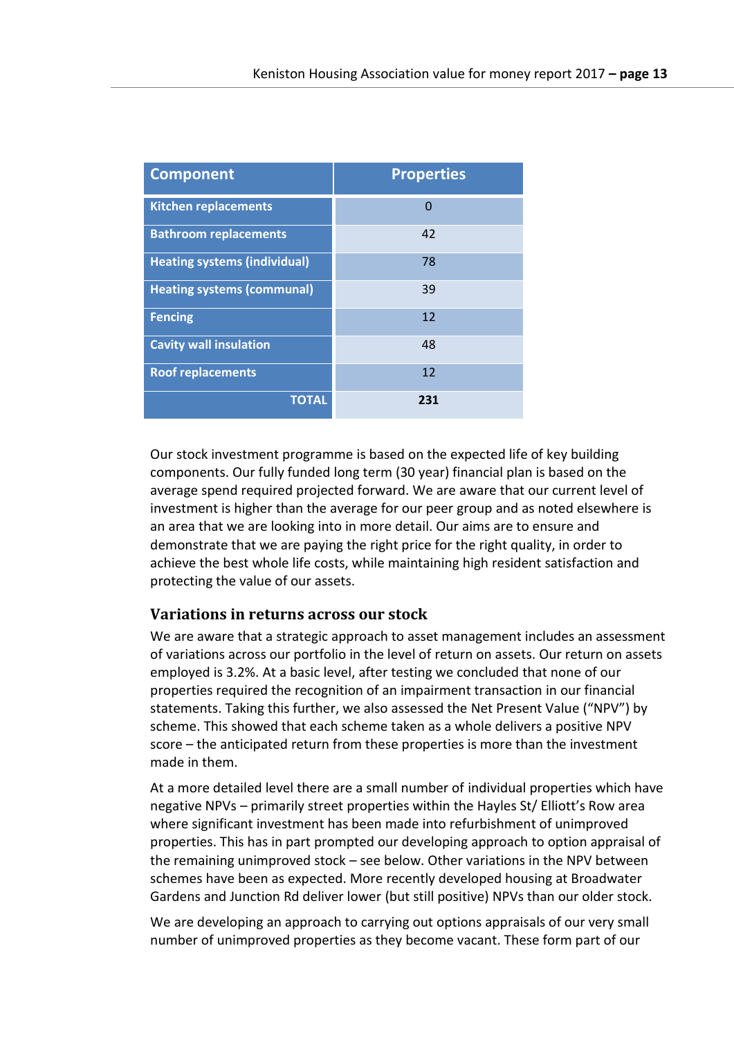| Component | Properties |
|---|---|
| Kitchen replacements | 0 |
| Bathroom replacements | 42 |
| Heating systems (individual) | 78 |
| Heating systems (communal) | 39 |
| Fencing | 12 |
| Cavity wall insulation | 48 |
| Roof replacements | 12 |
| **TOTAL** | **231** |

Our stock investment programme is based on the expected life of key building components. Our fully funded long term (30 year) financial plan is based on the average spend required projected forward. We are aware that our current level of investment is higher than the average for our peer group and as noted elsewhere is an area that we are looking into in more detail. Our aims are to ensure and demonstrate that we are paying the right price for the right quality, in order to achieve the best whole life costs, while maintaining high resident satisfaction and protecting the value of our assets.

## Variations in returns across our stock

We are aware that a strategic approach to asset management includes an assessment of variations across our portfolio in the level of return on assets. Our return on assets employed is 3.2%. At a basic level, after testing we concluded that none of our properties required the recognition of an impairment transaction in our financial statements. Taking this further, we also assessed the Net Present Value ("NPV") by scheme. This showed that each scheme taken as a whole delivers a positive NPV score – the anticipated return from these properties is more than the investment made in them.

At a more detailed level there are a small number of individual properties which have negative NPVs – primarily street properties within the Hayles St/ Elliott's Row area where significant investment has been made into refurbishment of unimproved properties. This has in part prompted our developing approach to option appraisal of the remaining unimproved stock – see below. Other variations in the NPV between schemes have been as expected. More recently developed housing at Broadwater Gardens and Junction Rd deliver lower (but still positive) NPVs than our older stock.

We are developing an approach to carrying out options appraisals of our very small number of unimproved properties as they become vacant. These form part of our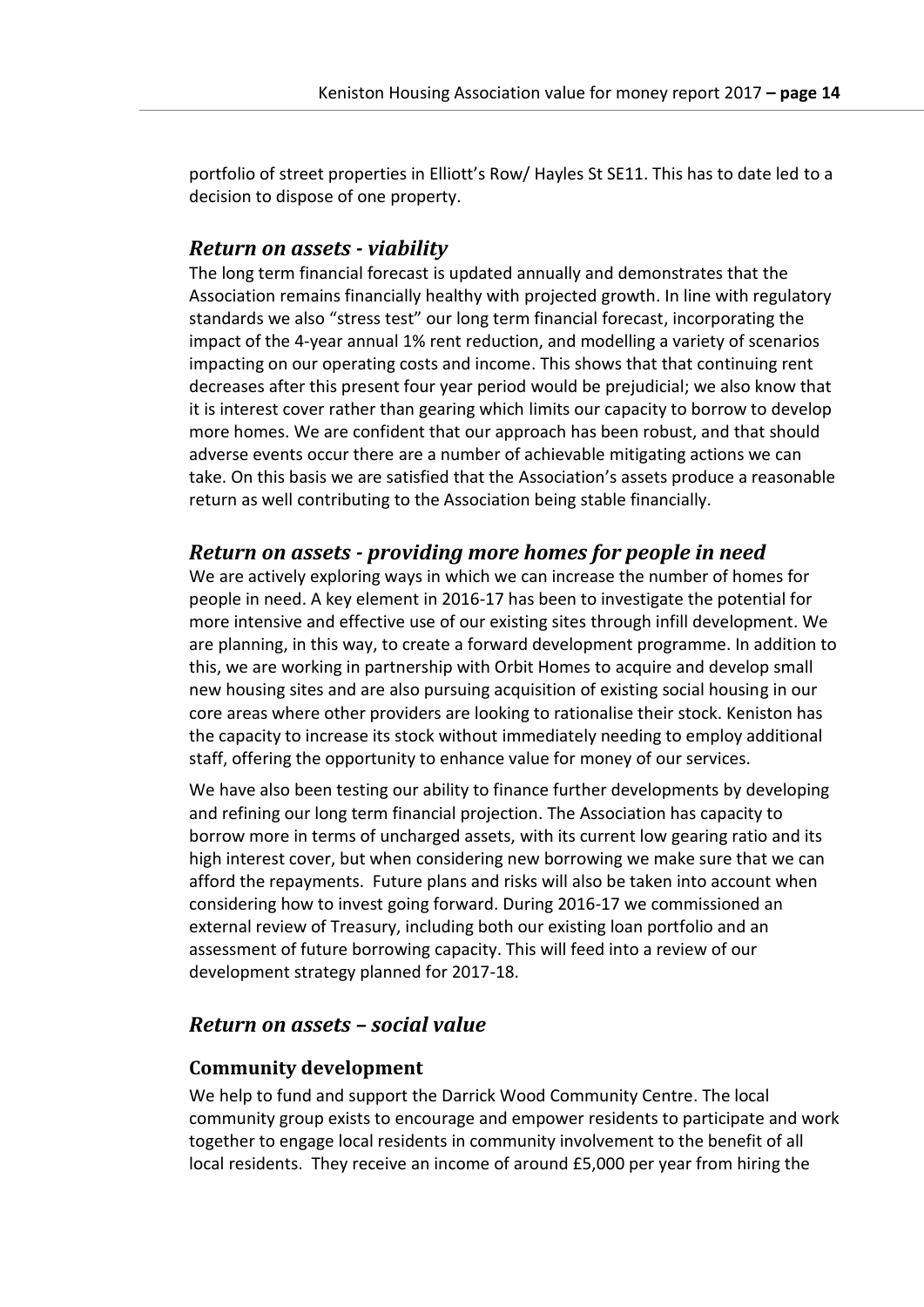portfolio of street properties in Elliott's Row/ Hayles St SE11. This has to date led to a decision to dispose of one property.

## *Return on assets - viability*

The long term financial forecast is updated annually and demonstrates that the Association remains financially healthy with projected growth. In line with regulatory standards we also "stress test" our long term financial forecast, incorporating the impact of the 4-year annual 1% rent reduction, and modelling a variety of scenarios impacting on our operating costs and income. This shows that that continuing rent decreases after this present four year period would be prejudicial; we also know that it is interest cover rather than gearing which limits our capacity to borrow to develop more homes. We are confident that our approach has been robust, and that should adverse events occur there are a number of achievable mitigating actions we can take. On this basis we are satisfied that the Association's assets produce a reasonable return as well contributing to the Association being stable financially.

## *Return on assets - providing more homes for people in need*

We are actively exploring ways in which we can increase the number of homes for people in need. A key element in 2016-17 has been to investigate the potential for more intensive and effective use of our existing sites through infill development. We are planning, in this way, to create a forward development programme. In addition to this, we are working in partnership with Orbit Homes to acquire and develop small new housing sites and are also pursuing acquisition of existing social housing in our core areas where other providers are looking to rationalise their stock. Keniston has the capacity to increase its stock without immediately needing to employ additional staff, offering the opportunity to enhance value for money of our services.

We have also been testing our ability to finance further developments by developing and refining our long term financial projection. The Association has capacity to borrow more in terms of uncharged assets, with its current low gearing ratio and its high interest cover, but when considering new borrowing we make sure that we can afford the repayments. Future plans and risks will also be taken into account when considering how to invest going forward. During 2016-17 we commissioned an external review of Treasury, including both our existing loan portfolio and an assessment of future borrowing capacity. This will feed into a review of our development strategy planned for 2017-18.

## *Return on assets – social value*

### Community development

We help to fund and support the Darrick Wood Community Centre. The local community group exists to encourage and empower residents to participate and work together to engage local residents in community involvement to the benefit of all local residents. They receive an income of around £5,000 per year from hiring the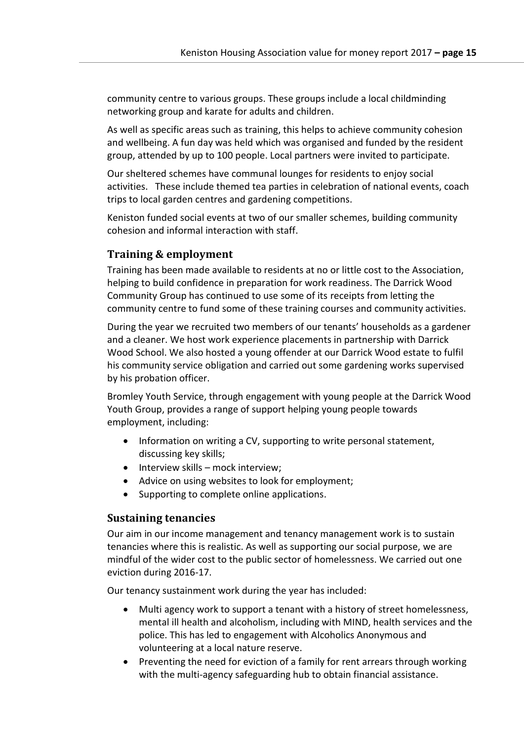community centre to various groups. These groups include a local childminding networking group and karate for adults and children.

As well as specific areas such as training, this helps to achieve community cohesion and wellbeing. A fun day was held which was organised and funded by the resident group, attended by up to 100 people. Local partners were invited to participate.

Our sheltered schemes have communal lounges for residents to enjoy social activities. These include themed tea parties in celebration of national events, coach trips to local garden centres and gardening competitions.

Keniston funded social events at two of our smaller schemes, building community cohesion and informal interaction with staff.

## Training & employment

Training has been made available to residents at no or little cost to the Association, helping to build confidence in preparation for work readiness. The Darrick Wood Community Group has continued to use some of its receipts from letting the community centre to fund some of these training courses and community activities.

During the year we recruited two members of our tenants' households as a gardener and a cleaner. We host work experience placements in partnership with Darrick Wood School. We also hosted a young offender at our Darrick Wood estate to fulfil his community service obligation and carried out some gardening works supervised by his probation officer.

Bromley Youth Service, through engagement with young people at the Darrick Wood Youth Group, provides a range of support helping young people towards employment, including:

- Information on writing a CV, supporting to write personal statement, discussing key skills;
- Interview skills – mock interview;
- Advice on using websites to look for employment;
- Supporting to complete online applications.

## Sustaining tenancies

Our aim in our income management and tenancy management work is to sustain tenancies where this is realistic. As well as supporting our social purpose, we are mindful of the wider cost to the public sector of homelessness. We carried out one eviction during 2016-17.

Our tenancy sustainment work during the year has included:

- Multi agency work to support a tenant with a history of street homelessness, mental ill health and alcoholism, including with MIND, health services and the police. This has led to engagement with Alcoholics Anonymous and volunteering at a local nature reserve.
- Preventing the need for eviction of a family for rent arrears through working with the multi-agency safeguarding hub to obtain financial assistance.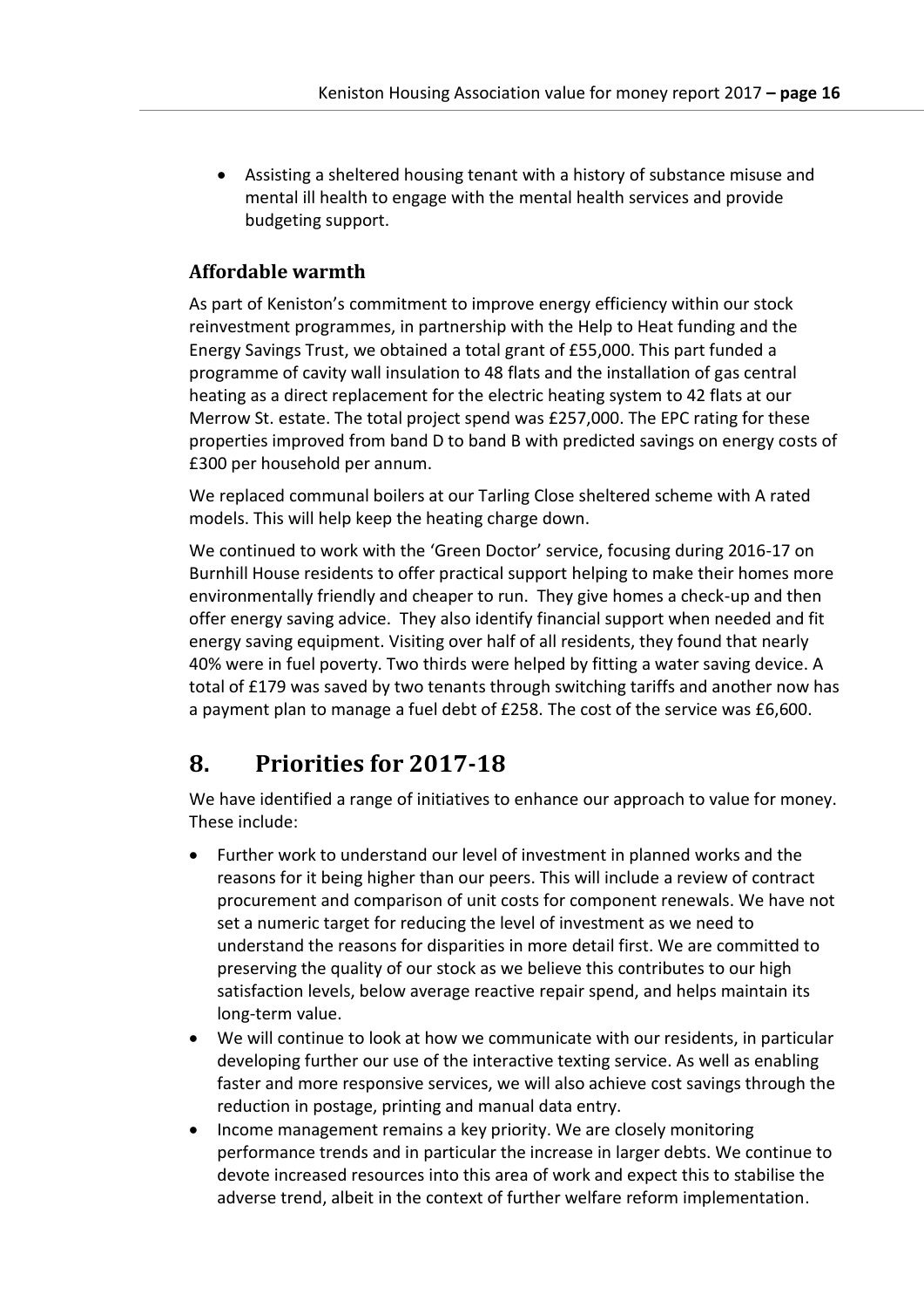- Assisting a sheltered housing tenant with a history of substance misuse and mental ill health to engage with the mental health services and provide budgeting support.

### Affordable warmth

As part of Keniston's commitment to improve energy efficiency within our stock reinvestment programmes, in partnership with the Help to Heat funding and the Energy Savings Trust, we obtained a total grant of £55,000. This part funded a programme of cavity wall insulation to 48 flats and the installation of gas central heating as a direct replacement for the electric heating system to 42 flats at our Merrow St. estate. The total project spend was £257,000. The EPC rating for these properties improved from band D to band B with predicted savings on energy costs of £300 per household per annum.

We replaced communal boilers at our Tarling Close sheltered scheme with A rated models. This will help keep the heating charge down.

We continued to work with the 'Green Doctor' service, focusing during 2016-17 on Burnhill House residents to offer practical support helping to make their homes more environmentally friendly and cheaper to run. They give homes a check-up and then offer energy saving advice. They also identify financial support when needed and fit energy saving equipment. Visiting over half of all residents, they found that nearly 40% were in fuel poverty. Two thirds were helped by fitting a water saving device. A total of £179 was saved by two tenants through switching tariffs and another now has a payment plan to manage a fuel debt of £258. The cost of the service was £6,600.

## 8. Priorities for 2017-18

We have identified a range of initiatives to enhance our approach to value for money. These include:

- Further work to understand our level of investment in planned works and the reasons for it being higher than our peers. This will include a review of contract procurement and comparison of unit costs for component renewals. We have not set a numeric target for reducing the level of investment as we need to understand the reasons for disparities in more detail first. We are committed to preserving the quality of our stock as we believe this contributes to our high satisfaction levels, below average reactive repair spend, and helps maintain its long-term value.
- We will continue to look at how we communicate with our residents, in particular developing further our use of the interactive texting service. As well as enabling faster and more responsive services, we will also achieve cost savings through the reduction in postage, printing and manual data entry.
- Income management remains a key priority. We are closely monitoring performance trends and in particular the increase in larger debts. We continue to devote increased resources into this area of work and expect this to stabilise the adverse trend, albeit in the context of further welfare reform implementation.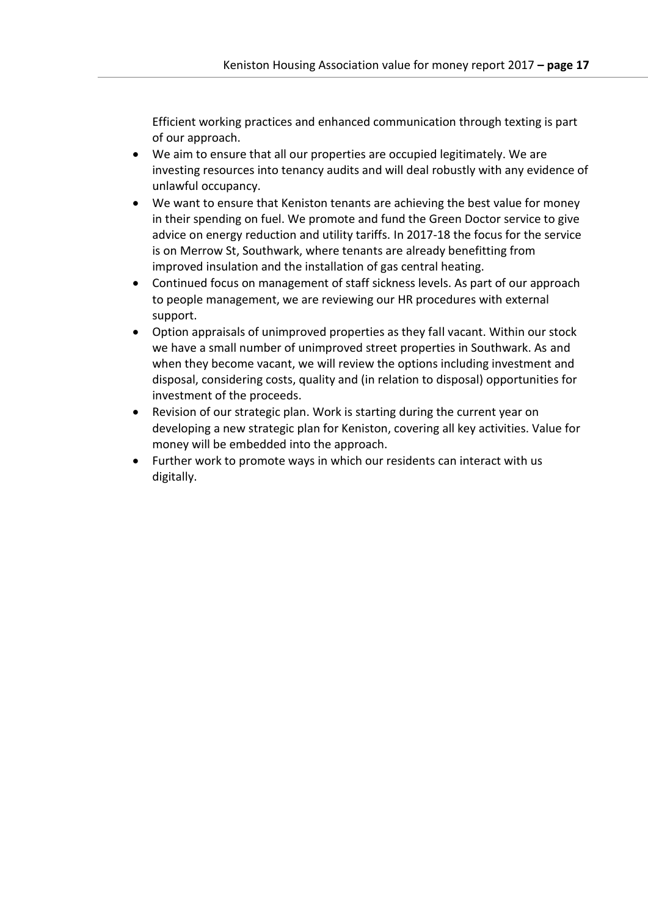Efficient working practices and enhanced communication through texting is part of our approach.

- We aim to ensure that all our properties are occupied legitimately. We are investing resources into tenancy audits and will deal robustly with any evidence of unlawful occupancy.
- We want to ensure that Keniston tenants are achieving the best value for money in their spending on fuel. We promote and fund the Green Doctor service to give advice on energy reduction and utility tariffs. In 2017-18 the focus for the service is on Merrow St, Southwark, where tenants are already benefitting from improved insulation and the installation of gas central heating.
- Continued focus on management of staff sickness levels. As part of our approach to people management, we are reviewing our HR procedures with external support.
- Option appraisals of unimproved properties as they fall vacant. Within our stock we have a small number of unimproved street properties in Southwark. As and when they become vacant, we will review the options including investment and disposal, considering costs, quality and (in relation to disposal) opportunities for investment of the proceeds.
- Revision of our strategic plan. Work is starting during the current year on developing a new strategic plan for Keniston, covering all key activities. Value for money will be embedded into the approach.
- Further work to promote ways in which our residents can interact with us digitally.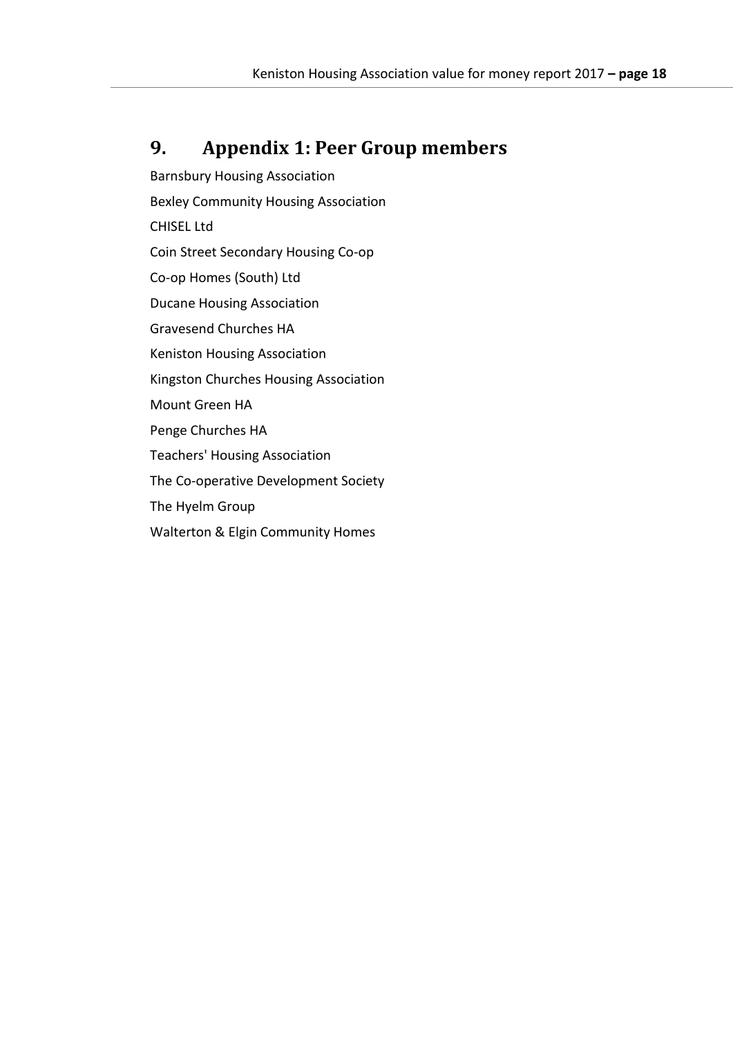# 9. Appendix 1: Peer Group members

Barnsbury Housing Association

Bexley Community Housing Association

CHISEL Ltd

Coin Street Secondary Housing Co-op

Co-op Homes (South) Ltd

Ducane Housing Association

Gravesend Churches HA

Keniston Housing Association

Kingston Churches Housing Association

Mount Green HA

Penge Churches HA

Teachers' Housing Association

The Co-operative Development Society

The Hyelm Group

Walterton & Elgin Community Homes